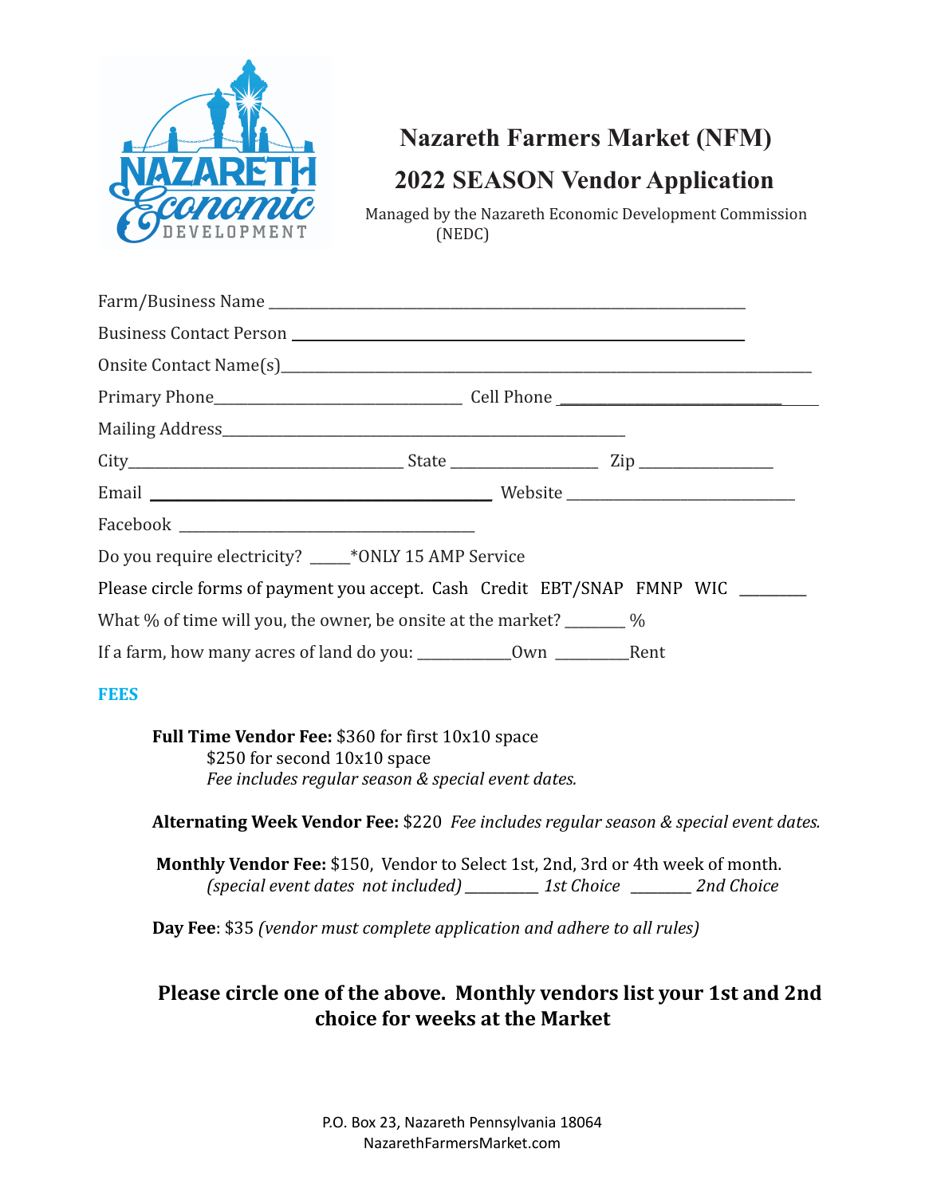# Nazareth Farmers Market (NFM)

## 2022 SEASON Vendor Application

Managed by the Nazareth Economic Development Commission (NEDC)

Farm/Business Name ___________________________________________________________

Business Contact Person ______________________________________________________

Onsite Contact Name(s)_______________________________________________________________________

Primary Phone_______________________________ Cell Phone ______________________________

Mailing Address______________________________________________________

City__________________________________ State __________________ Zip ________________

Email ____________________________________________ Website _____________________________

Facebook _______________________________________

Do you require electricity? _____*ONLY 15 AMP Service

Please circle forms of payment you accept. Cash Credit EBT/SNAP FMNP WIC ________

What % of time will you, the owner, be onsite at the market? _______ %

If a farm, how many acres of land do you: ___________Own _________Rent

### FEES

**Full Time Vendor Fee:** $360 for first 10x10 space
$250 for second 10x10 space
*Fee includes regular season & special event dates.*

**Alternating Week Vendor Fee:** $220 *Fee includes regular season & special event dates.*

**Monthly Vendor Fee:** $150, Vendor to Select 1st, 2nd, 3rd or 4th week of month.
*(special event dates not included)* _________ *1st Choice* _______ *2nd Choice*

**Day Fee**: $35 *(vendor must complete application and adhere to all rules)*

**Please circle one of the above. Monthly vendors list your 1st and 2nd choice for weeks at the Market**

P.O. Box 23, Nazareth Pennsylvania 18064
NazarethFarmersMarket.com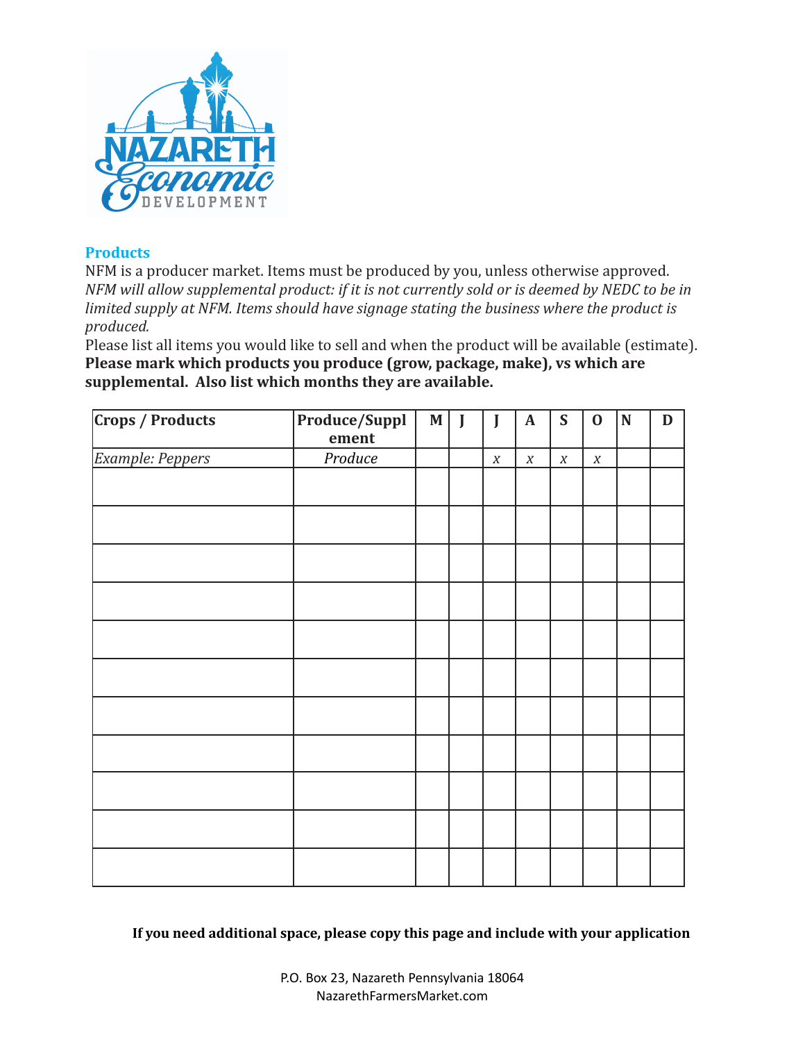## Products

NFM is a producer market. Items must be produced by you, unless otherwise approved.
*NFM will allow supplemental product: if it is not currently sold or is deemed by NEDC to be in limited supply at NFM. Items should have signage stating the business where the product is produced.*
Please list all items you would like to sell and when the product will be available (estimate).
**Please mark which products you produce (grow, package, make), vs which are supplemental. Also list which months they are available.**

| Crops / Products | Produce/Supplement | M | J | J | A | S | O | N | D |
|---|---|---|---|---|---|---|---|---|---|
| *Example: Peppers* | *Produce* | | | *x* | *x* | *x* | *x* | | |
| | | | | | | | | | |
| | | | | | | | | | |
| | | | | | | | | | |
| | | | | | | | | | |
| | | | | | | | | | |
| | | | | | | | | | |
| | | | | | | | | | |
| | | | | | | | | | |
| | | | | | | | | | |
| | | | | | | | | | |
| | | | | | | | | | |

**If you need additional space, please copy this page and include with your application**

P.O. Box 23, Nazareth Pennsylvania 18064
NazarethFarmersMarket.com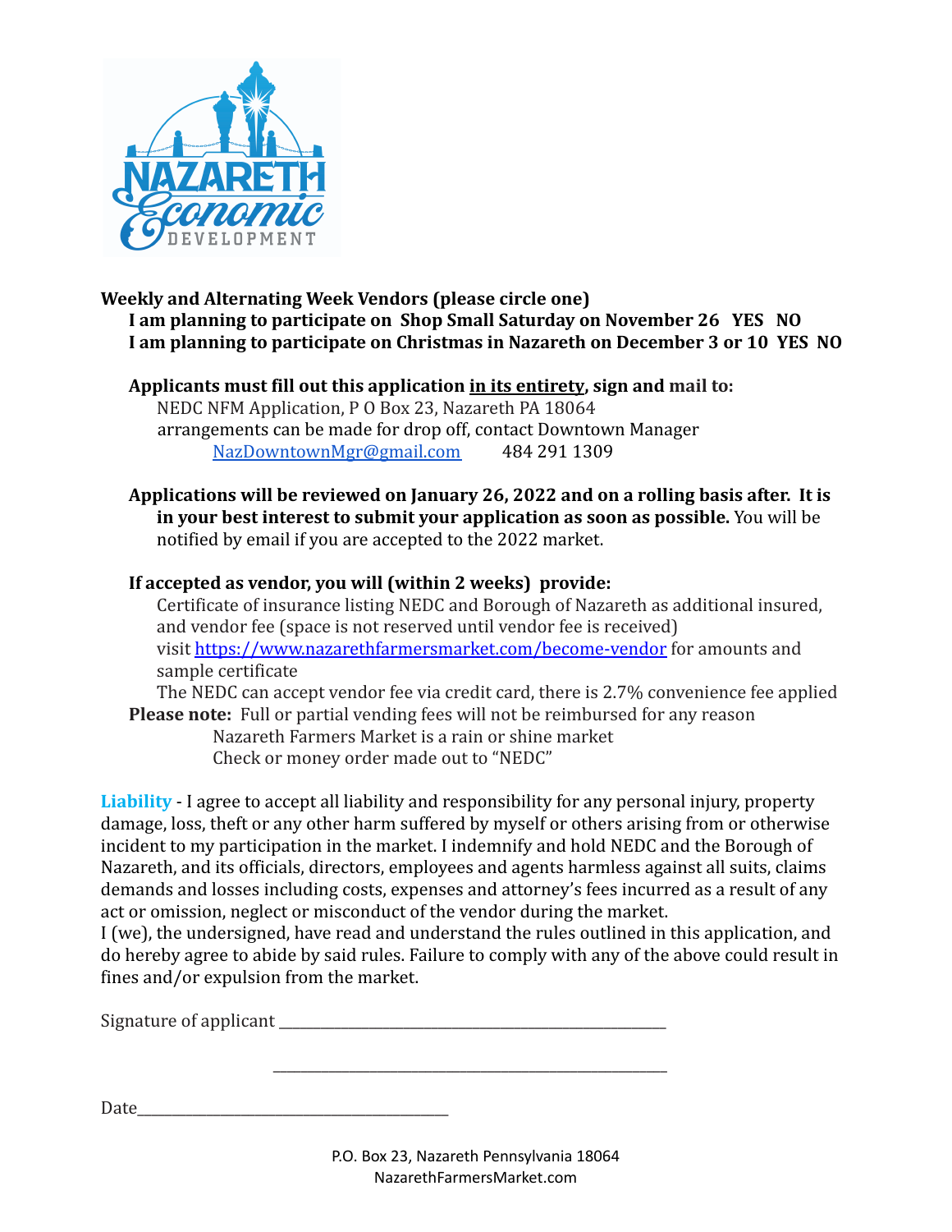**Weekly and Alternating Week Vendors (please circle one)**

**I am planning to participate on Shop Small Saturday on November 26 YES NO**

**I am planning to participate on Christmas in Nazareth on December 3 or 10 YES NO**

**Applicants must fill out this application in its entirety, sign and mail to:**

NEDC NFM Application, P O Box 23, Nazareth PA 18064

arrangements can be made for drop off, contact Downtown Manager

NazDowntownMgr@gmail.com 484 291 1309

**Applications will be reviewed on January 26, 2022 and on a rolling basis after. It is in your best interest to submit your application as soon as possible.** You will be notified by email if you are accepted to the 2022 market.

**If accepted as vendor, you will (within 2 weeks) provide:**

Certificate of insurance listing NEDC and Borough of Nazareth as additional insured, and vendor fee (space is not reserved until vendor fee is received)

visit https://www.nazarethfarmersmarket.com/become-vendor for amounts and sample certificate

The NEDC can accept vendor fee via credit card, there is 2.7% convenience fee applied

**Please note:** Full or partial vending fees will not be reimbursed for any reason

Nazareth Farmers Market is a rain or shine market

Check or money order made out to "NEDC"

**Liability** - I agree to accept all liability and responsibility for any personal injury, property damage, loss, theft or any other harm suffered by myself or others arising from or otherwise incident to my participation in the market. I indemnify and hold NEDC and the Borough of Nazareth, and its officials, directors, employees and agents harmless against all suits, claims demands and losses including costs, expenses and attorney's fees incurred as a result of any act or omission, neglect or misconduct of the vendor during the market.

I (we), the undersigned, have read and understand the rules outlined in this application, and do hereby agree to abide by said rules. Failure to comply with any of the above could result in fines and/or expulsion from the market.

Signature of applicant ___________________________________________

___________________________________________

Date___________________________________

P.O. Box 23, Nazareth Pennsylvania 18064

NazarethFarmersMarket.com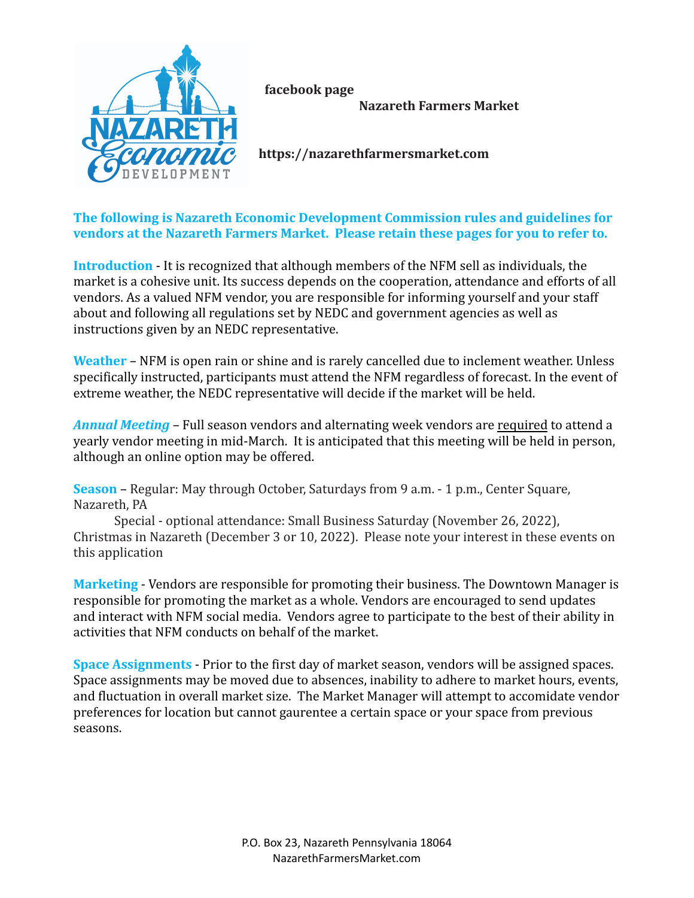**facebook page**

**Nazareth Farmers Market**

**https://nazarethfarmersmarket.com**

**The following is Nazareth Economic Development Commission rules and guidelines for vendors at the Nazareth Farmers Market. Please retain these pages for you to refer to.**

**Introduction** - It is recognized that although members of the NFM sell as individuals, the market is a cohesive unit. Its success depends on the cooperation, attendance and efforts of all vendors. As a valued NFM vendor, you are responsible for informing yourself and your staff about and following all regulations set by NEDC and government agencies as well as instructions given by an NEDC representative.

**Weather** – NFM is open rain or shine and is rarely cancelled due to inclement weather. Unless specifically instructed, participants must attend the NFM regardless of forecast. In the event of extreme weather, the NEDC representative will decide if the market will be held.

***Annual Meeting*** – Full season vendors and alternating week vendors are required to attend a yearly vendor meeting in mid-March. It is anticipated that this meeting will be held in person, although an online option may be offered.

**Season** – Regular: May through October, Saturdays from 9 a.m. - 1 p.m., Center Square, Nazareth, PA

Special - optional attendance: Small Business Saturday (November 26, 2022), Christmas in Nazareth (December 3 or 10, 2022). Please note your interest in these events on this application

**Marketing** - Vendors are responsible for promoting their business. The Downtown Manager is responsible for promoting the market as a whole. Vendors are encouraged to send updates and interact with NFM social media. Vendors agree to participate to the best of their ability in activities that NFM conducts on behalf of the market.

**Space Assignments** - Prior to the first day of market season, vendors will be assigned spaces. Space assignments may be moved due to absences, inability to adhere to market hours, events, and fluctuation in overall market size. The Market Manager will attempt to accomidate vendor preferences for location but cannot gaurentee a certain space or your space from previous seasons.

P.O. Box 23, Nazareth Pennsylvania 18064
NazarethFarmersMarket.com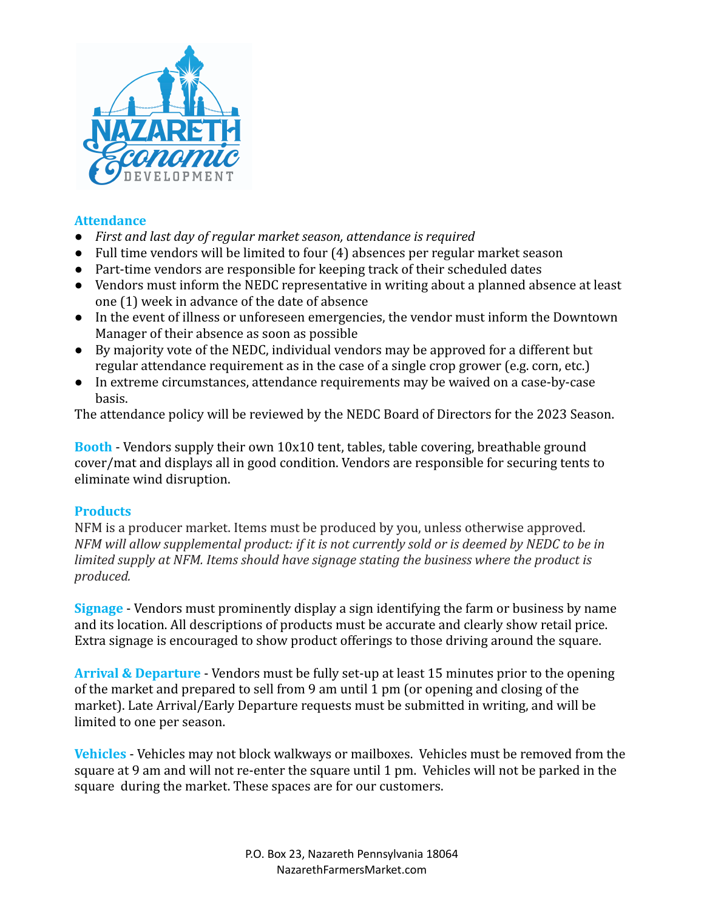## Attendance

- *First and last day of regular market season, attendance is required*
- Full time vendors will be limited to four (4) absences per regular market season
- Part-time vendors are responsible for keeping track of their scheduled dates
- Vendors must inform the NEDC representative in writing about a planned absence at least one (1) week in advance of the date of absence
- In the event of illness or unforeseen emergencies, the vendor must inform the Downtown Manager of their absence as soon as possible
- By majority vote of the NEDC, individual vendors may be approved for a different but regular attendance requirement as in the case of a single crop grower (e.g. corn, etc.)
- In extreme circumstances, attendance requirements may be waived on a case-by-case basis.

The attendance policy will be reviewed by the NEDC Board of Directors for the 2023 Season.

**Booth** - Vendors supply their own 10x10 tent, tables, table covering, breathable ground cover/mat and displays all in good condition. Vendors are responsible for securing tents to eliminate wind disruption.

## Products

NFM is a producer market. Items must be produced by you, unless otherwise approved. *NFM will allow supplemental product: if it is not currently sold or is deemed by NEDC to be in limited supply at NFM. Items should have signage stating the business where the product is produced.*

**Signage** - Vendors must prominently display a sign identifying the farm or business by name and its location. All descriptions of products must be accurate and clearly show retail price. Extra signage is encouraged to show product offerings to those driving around the square.

**Arrival & Departure** - Vendors must be fully set-up at least 15 minutes prior to the opening of the market and prepared to sell from 9 am until 1 pm (or opening and closing of the market). Late Arrival/Early Departure requests must be submitted in writing, and will be limited to one per season.

**Vehicles** - Vehicles may not block walkways or mailboxes. Vehicles must be removed from the square at 9 am and will not re-enter the square until 1 pm. Vehicles will not be parked in the square during the market. These spaces are for our customers.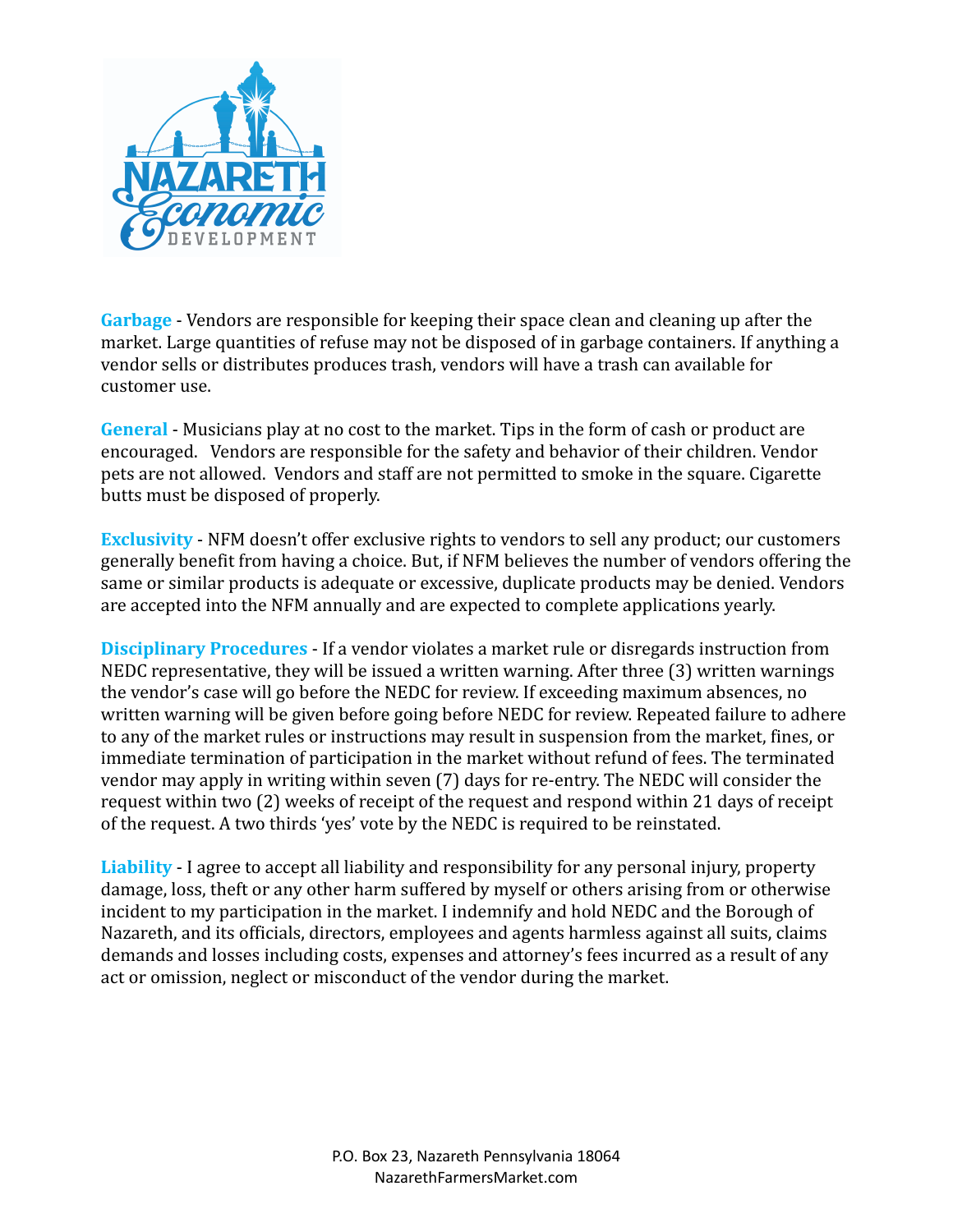**Garbage** - Vendors are responsible for keeping their space clean and cleaning up after the market. Large quantities of refuse may not be disposed of in garbage containers. If anything a vendor sells or distributes produces trash, vendors will have a trash can available for customer use.

**General** - Musicians play at no cost to the market. Tips in the form of cash or product are encouraged. Vendors are responsible for the safety and behavior of their children. Vendor pets are not allowed. Vendors and staff are not permitted to smoke in the square. Cigarette butts must be disposed of properly.

**Exclusivity** - NFM doesn't offer exclusive rights to vendors to sell any product; our customers generally benefit from having a choice. But, if NFM believes the number of vendors offering the same or similar products is adequate or excessive, duplicate products may be denied. Vendors are accepted into the NFM annually and are expected to complete applications yearly.

**Disciplinary Procedures** - If a vendor violates a market rule or disregards instruction from NEDC representative, they will be issued a written warning. After three (3) written warnings the vendor's case will go before the NEDC for review. If exceeding maximum absences, no written warning will be given before going before NEDC for review. Repeated failure to adhere to any of the market rules or instructions may result in suspension from the market, fines, or immediate termination of participation in the market without refund of fees. The terminated vendor may apply in writing within seven (7) days for re-entry. The NEDC will consider the request within two (2) weeks of receipt of the request and respond within 21 days of receipt of the request. A two thirds 'yes' vote by the NEDC is required to be reinstated.

**Liability** - I agree to accept all liability and responsibility for any personal injury, property damage, loss, theft or any other harm suffered by myself or others arising from or otherwise incident to my participation in the market. I indemnify and hold NEDC and the Borough of Nazareth, and its officials, directors, employees and agents harmless against all suits, claims demands and losses including costs, expenses and attorney's fees incurred as a result of any act or omission, neglect or misconduct of the vendor during the market.

P.O. Box 23, Nazareth Pennsylvania 18064
NazarethFarmersMarket.com